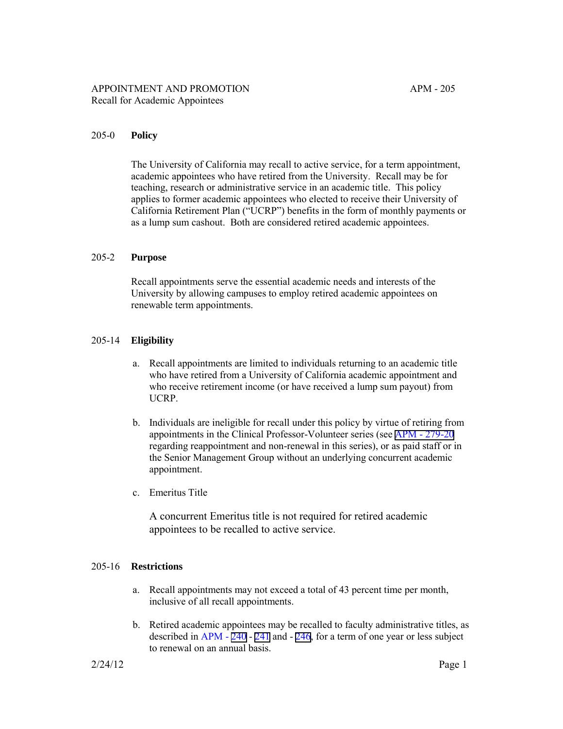APPOINTMENT AND PROMOTION

APM - 205

Recall for Academic Appointees

## 205-0 Policy

The University of California may recall to active service, for a term appointment, academic appointees who have retired from the University. Recall may be for teaching, research or administrative service in an academic title. This policy applies to former academic appointees who elected to receive their University of California Retirement Plan ("UCRP") benefits in the form of monthly payments or as a lump sum cashout. Both are considered retired academic appointees.

## 205-2 Purpose

Recall appointments serve the essential academic needs and interests of the University by allowing campuses to employ retired academic appointees on renewable term appointments.

## 205-14 Eligibility

a. Recall appointments are limited to individuals returning to an academic title who have retired from a University of California academic appointment and who receive retirement income (or have received a lump sum payout) from UCRP.

b. Individuals are ineligible for recall under this policy by virtue of retiring from appointments in the Clinical Professor-Volunteer series (see APM - 279-20 regarding reappointment and non-renewal in this series), or as paid staff or in the Senior Management Group without an underlying concurrent academic appointment.

c. Emeritus Title

A concurrent Emeritus title is not required for retired academic appointees to be recalled to active service.

## 205-16 Restrictions

a. Recall appointments may not exceed a total of 43 percent time per month, inclusive of all recall appointments.

b. Retired academic appointees may be recalled to faculty administrative titles, as described in APM - 240 - 241 and - 246, for a term of one year or less subject to renewal on an annual basis.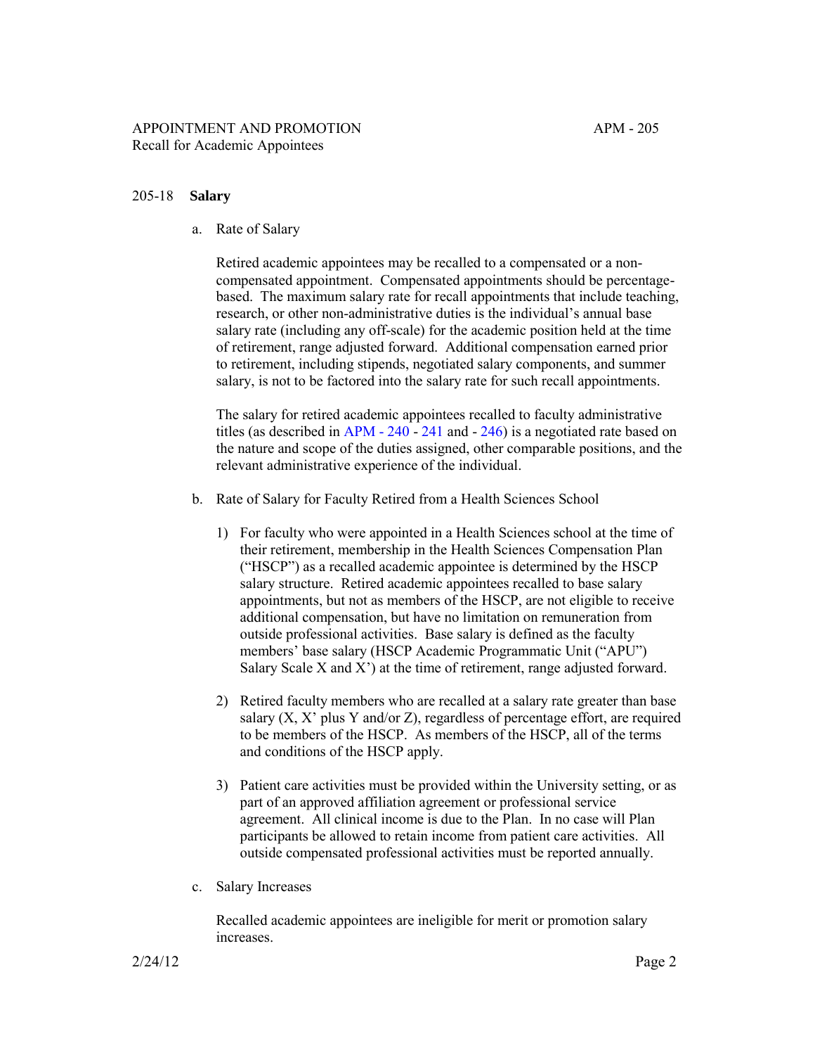## 205-18 **Salary**

a. Rate of Salary

Retired academic appointees may be recalled to a compensated or a non-compensated appointment. Compensated appointments should be percentage-based. The maximum salary rate for recall appointments that include teaching, research, or other non-administrative duties is the individual's annual base salary rate (including any off-scale) for the academic position held at the time of retirement, range adjusted forward. Additional compensation earned prior to retirement, including stipends, negotiated salary components, and summer salary, is not to be factored into the salary rate for such recall appointments.

The salary for retired academic appointees recalled to faculty administrative titles (as described in APM - 240 - 241 and - 246) is a negotiated rate based on the nature and scope of the duties assigned, other comparable positions, and the relevant administrative experience of the individual.

b. Rate of Salary for Faculty Retired from a Health Sciences School

1) For faculty who were appointed in a Health Sciences school at the time of their retirement, membership in the Health Sciences Compensation Plan ("HSCP") as a recalled academic appointee is determined by the HSCP salary structure. Retired academic appointees recalled to base salary appointments, but not as members of the HSCP, are not eligible to receive additional compensation, but have no limitation on remuneration from outside professional activities. Base salary is defined as the faculty members' base salary (HSCP Academic Programmatic Unit ("APU") Salary Scale X and X') at the time of retirement, range adjusted forward.

2) Retired faculty members who are recalled at a salary rate greater than base salary (X, X' plus Y and/or Z), regardless of percentage effort, are required to be members of the HSCP. As members of the HSCP, all of the terms and conditions of the HSCP apply.

3) Patient care activities must be provided within the University setting, or as part of an approved affiliation agreement or professional service agreement. All clinical income is due to the Plan. In no case will Plan participants be allowed to retain income from patient care activities. All outside compensated professional activities must be reported annually.

c. Salary Increases

Recalled academic appointees are ineligible for merit or promotion salary increases.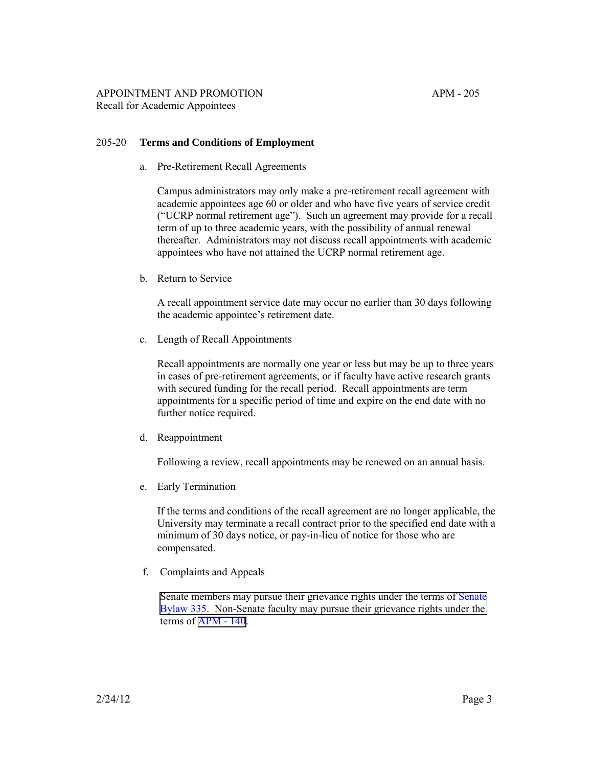## 205-20 Terms and Conditions of Employment

a. Pre-Retirement Recall Agreements

Campus administrators may only make a pre-retirement recall agreement with academic appointees age 60 or older and who have five years of service credit ("UCRP normal retirement age"). Such an agreement may provide for a recall term of up to three academic years, with the possibility of annual renewal thereafter. Administrators may not discuss recall appointments with academic appointees who have not attained the UCRP normal retirement age.

b. Return to Service

A recall appointment service date may occur no earlier than 30 days following the academic appointee's retirement date.

c. Length of Recall Appointments

Recall appointments are normally one year or less but may be up to three years in cases of pre-retirement agreements, or if faculty have active research grants with secured funding for the recall period. Recall appointments are term appointments for a specific period of time and expire on the end date with no further notice required.

d. Reappointment

Following a review, recall appointments may be renewed on an annual basis.

e. Early Termination

If the terms and conditions of the recall agreement are no longer applicable, the University may terminate a recall contract prior to the specified end date with a minimum of 30 days notice, or pay-in-lieu of notice for those who are compensated.

f. Complaints and Appeals

Senate members may pursue their grievance rights under the terms of Senate Bylaw 335. Non-Senate faculty may pursue their grievance rights under the terms of APM - 140.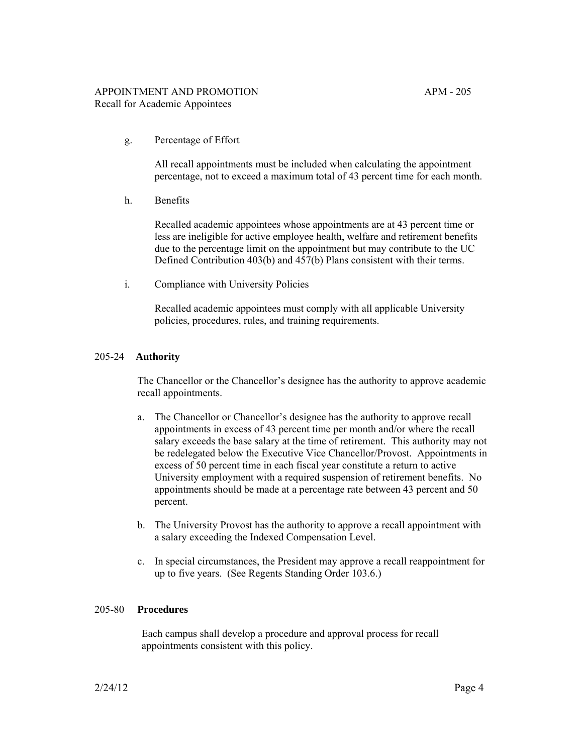g. Percentage of Effort

   All recall appointments must be included when calculating the appointment percentage, not to exceed a maximum total of 43 percent time for each month.

h. Benefits

   Recalled academic appointees whose appointments are at 43 percent time or less are ineligible for active employee health, welfare and retirement benefits due to the percentage limit on the appointment but may contribute to the UC Defined Contribution 403(b) and 457(b) Plans consistent with their terms.

i. Compliance with University Policies

   Recalled academic appointees must comply with all applicable University policies, procedures, rules, and training requirements.

## 205-24 **Authority**

The Chancellor or the Chancellor's designee has the authority to approve academic recall appointments.

a. The Chancellor or Chancellor's designee has the authority to approve recall appointments in excess of 43 percent time per month and/or where the recall salary exceeds the base salary at the time of retirement. This authority may not be redelegated below the Executive Vice Chancellor/Provost. Appointments in excess of 50 percent time in each fiscal year constitute a return to active University employment with a required suspension of retirement benefits. No appointments should be made at a percentage rate between 43 percent and 50 percent.

b. The University Provost has the authority to approve a recall appointment with a salary exceeding the Indexed Compensation Level.

c. In special circumstances, the President may approve a recall reappointment for up to five years. (See Regents Standing Order 103.6.)

## 205-80 **Procedures**

Each campus shall develop a procedure and approval process for recall appointments consistent with this policy.

2/24/12